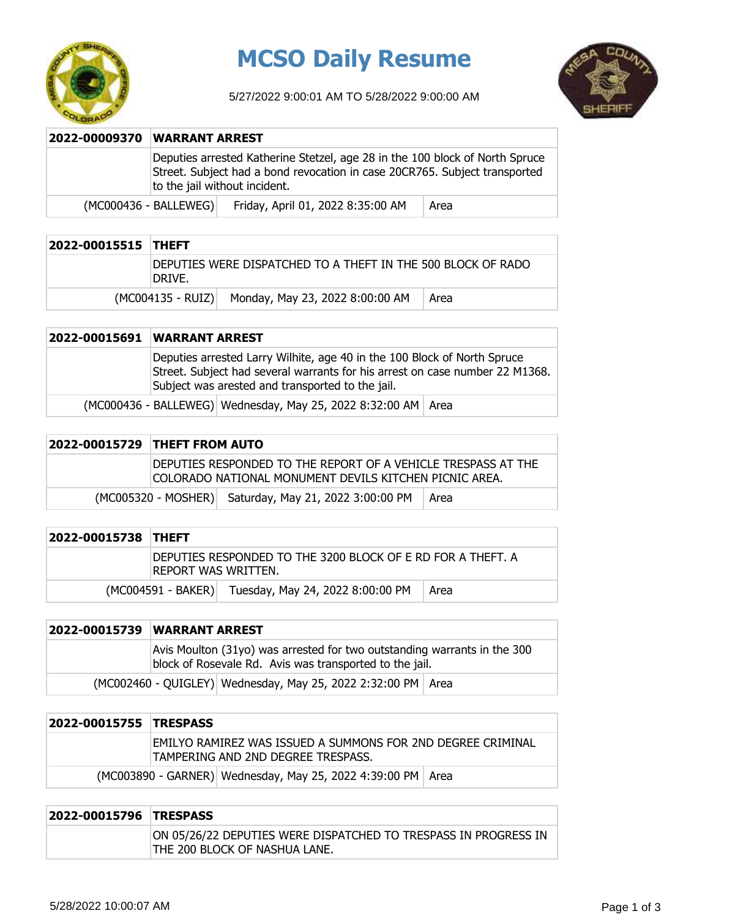# MCSO Daily Resume

5/27/2022 9:00:01 AM TO 5/28/2022 9:00:00 AM

| 2022-00009370 | WARRANT ARREST | |
|---|---|---|
| | Deputies arrested Katherine Stetzel, age 28 in the 100 block of North Spruce Street. Subject had a bond revocation in case 20CR765. Subject transported to the jail without incident. | |
| (MC000436 - BALLEWEG) | Friday, April 01, 2022 8:35:00 AM | Area |

| 2022-00015515 | THEFT | |
|---|---|---|
| | DEPUTIES WERE DISPATCHED TO A THEFT IN THE 500 BLOCK OF RADO DRIVE. | |
| (MC004135 - RUIZ) | Monday, May 23, 2022 8:00:00 AM | Area |

| 2022-00015691 | WARRANT ARREST | |
|---|---|---|
| | Deputies arrested Larry Wilhite, age 40 in the 100 Block of North Spruce Street. Subject had several warrants for his arrest on case number 22 M1368. Subject was arested and transported to the jail. | |
| (MC000436 - BALLEWEG) | Wednesday, May 25, 2022 8:32:00 AM | Area |

| 2022-00015729 | THEFT FROM AUTO | |
|---|---|---|
| | DEPUTIES RESPONDED TO THE REPORT OF A VEHICLE TRESPASS AT THE COLORADO NATIONAL MONUMENT DEVILS KITCHEN PICNIC AREA. | |
| (MC005320 - MOSHER) | Saturday, May 21, 2022 3:00:00 PM | Area |

| 2022-00015738 | THEFT | |
|---|---|---|
| | DEPUTIES RESPONDED TO THE 3200 BLOCK OF E RD FOR A THEFT. A REPORT WAS WRITTEN. | |
| (MC004591 - BAKER) | Tuesday, May 24, 2022 8:00:00 PM | Area |

| 2022-00015739 | WARRANT ARREST | |
|---|---|---|
| | Avis Moulton (31yo) was arrested for two outstanding warrants in the 300 block of Rosevale Rd. Avis was transported to the jail. | |
| (MC002460 - QUIGLEY) | Wednesday, May 25, 2022 2:32:00 PM | Area |

| 2022-00015755 | TRESPASS | |
|---|---|---|
| | EMILYO RAMIREZ WAS ISSUED A SUMMONS FOR 2ND DEGREE CRIMINAL TAMPERING AND 2ND DEGREE TRESPASS. | |
| (MC003890 - GARNER) | Wednesday, May 25, 2022 4:39:00 PM | Area |

| 2022-00015796 | TRESPASS |
|---|---|
| | ON 05/26/22 DEPUTIES WERE DISPATCHED TO TRESPASS IN PROGRESS IN THE 200 BLOCK OF NASHUA LANE. |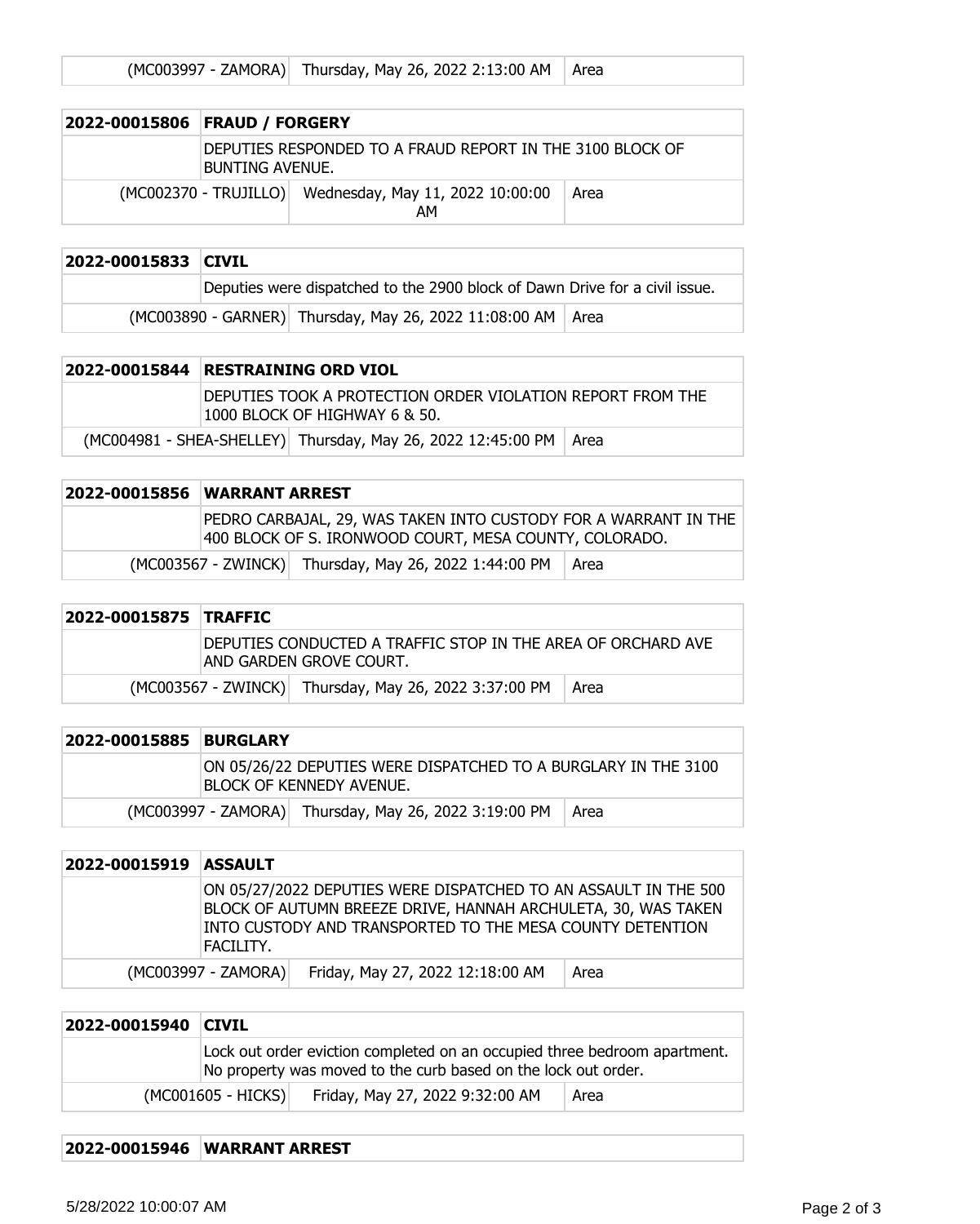| (MC003997 - ZAMORA) | Thursday, May 26, 2022 2:13:00 AM | Area |
|---|---|---|

| 2022-00015806 | FRAUD / FORGERY | |
|---|---|---|
| | DEPUTIES RESPONDED TO A FRAUD REPORT IN THE 3100 BLOCK OF BUNTING AVENUE. | |
| (MC002370 - TRUJILLO) | Wednesday, May 11, 2022 10:00:00 AM | Area |

| 2022-00015833 | CIVIL | |
|---|---|---|
| | Deputies were dispatched to the 2900 block of Dawn Drive for a civil issue. | |
| (MC003890 - GARNER) | Thursday, May 26, 2022 11:08:00 AM | Area |

| 2022-00015844 | RESTRAINING ORD VIOL | |
|---|---|---|
| | DEPUTIES TOOK A PROTECTION ORDER VIOLATION REPORT FROM THE 1000 BLOCK OF HIGHWAY 6 & 50. | |
| (MC004981 - SHEA-SHELLEY) | Thursday, May 26, 2022 12:45:00 PM | Area |

| 2022-00015856 | WARRANT ARREST | |
|---|---|---|
| | PEDRO CARBAJAL, 29, WAS TAKEN INTO CUSTODY FOR A WARRANT IN THE 400 BLOCK OF S. IRONWOOD COURT, MESA COUNTY, COLORADO. | |
| (MC003567 - ZWINCK) | Thursday, May 26, 2022 1:44:00 PM | Area |

| 2022-00015875 | TRAFFIC | |
|---|---|---|
| | DEPUTIES CONDUCTED A TRAFFIC STOP IN THE AREA OF ORCHARD AVE AND GARDEN GROVE COURT. | |
| (MC003567 - ZWINCK) | Thursday, May 26, 2022 3:37:00 PM | Area |

| 2022-00015885 | BURGLARY | |
|---|---|---|
| | ON 05/26/22 DEPUTIES WERE DISPATCHED TO A BURGLARY IN THE 3100 BLOCK OF KENNEDY AVENUE. | |
| (MC003997 - ZAMORA) | Thursday, May 26, 2022 3:19:00 PM | Area |

| 2022-00015919 | ASSAULT | |
|---|---|---|
| | ON 05/27/2022 DEPUTIES WERE DISPATCHED TO AN ASSAULT IN THE 500 BLOCK OF AUTUMN BREEZE DRIVE, HANNAH ARCHULETA, 30, WAS TAKEN INTO CUSTODY AND TRANSPORTED TO THE MESA COUNTY DETENTION FACILITY. | |
| (MC003997 - ZAMORA) | Friday, May 27, 2022 12:18:00 AM | Area |

| 2022-00015940 | CIVIL | |
|---|---|---|
| | Lock out order eviction completed on an occupied three bedroom apartment. No property was moved to the curb based on the lock out order. | |
| (MC001605 - HICKS) | Friday, May 27, 2022 9:32:00 AM | Area |

| 2022-00015946 | WARRANT ARREST |
|---|---|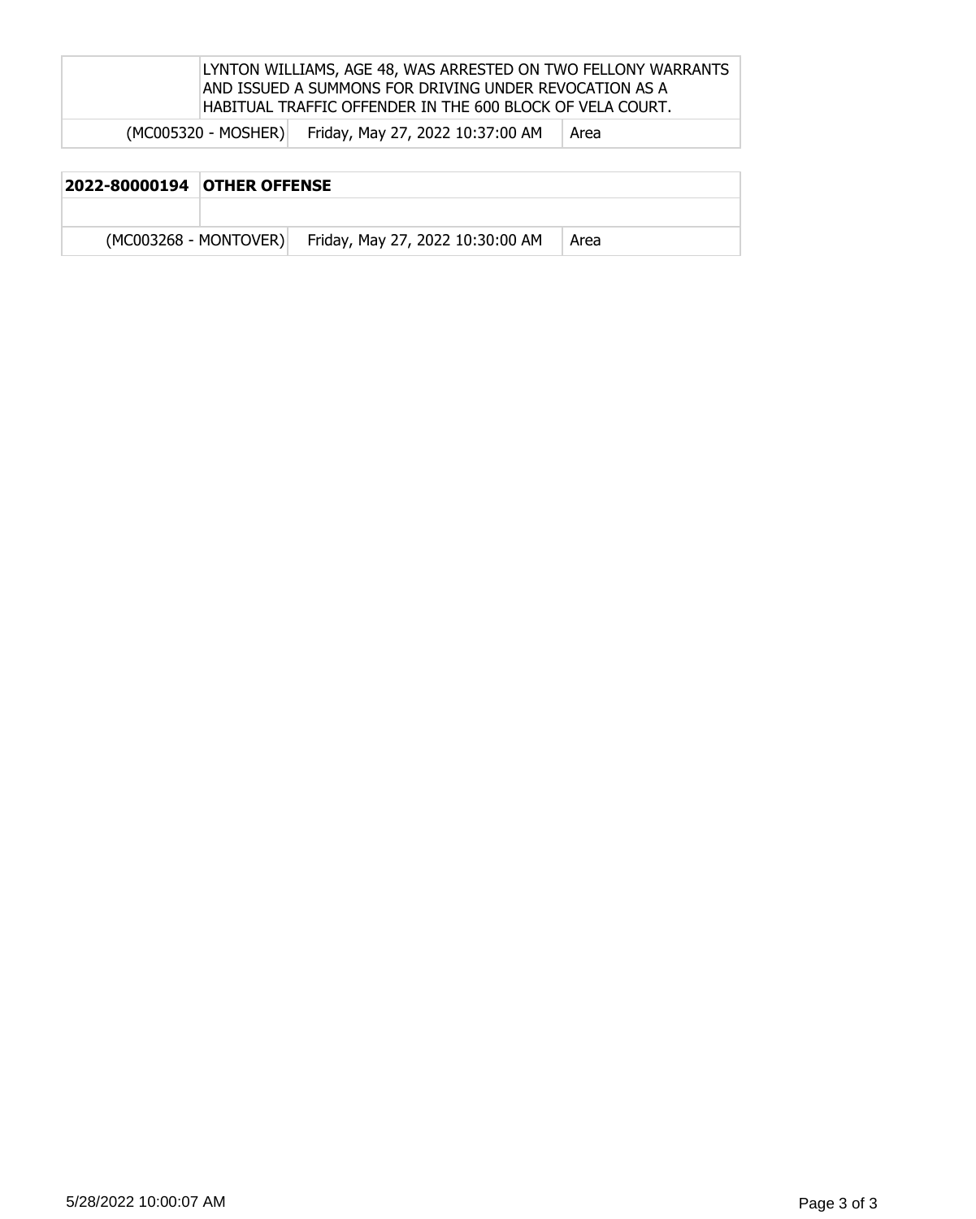| | | |
|---|---|---|
| | LYNTON WILLIAMS, AGE 48, WAS ARRESTED ON TWO FELLONY WARRANTS AND ISSUED A SUMMONS FOR DRIVING UNDER REVOCATION AS A HABITUAL TRAFFIC OFFENDER IN THE 600 BLOCK OF VELA COURT. | |
| (MC005320 - MOSHER) | Friday, May 27, 2022 10:37:00 AM | Area |

| **2022-80000194** | **OTHER OFFENSE** | |
|---|---|---|
| | | |
| (MC003268 - MONTOVER) | Friday, May 27, 2022 10:30:00 AM | Area |

5/28/2022 10:00:07 AM